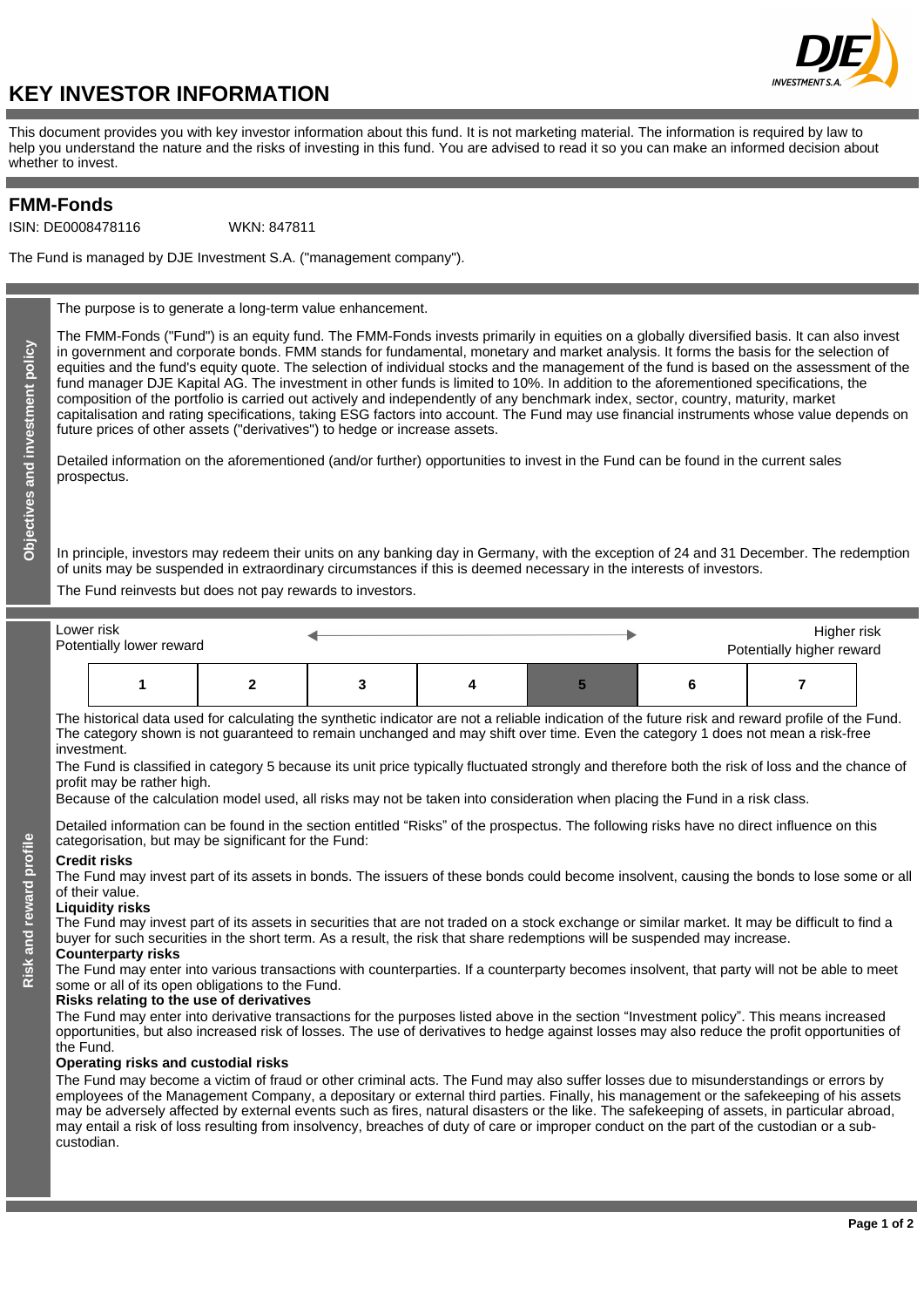# KEY INVESTOR INFORMATION

This document provides you with key investor information about this fund. It is not marketing material. The information is required by law to help you understand the nature and the risks of investing in this fund. You are advised to read it so you can make an informed decision about whether to invest.

## FMM-Fonds

ISIN: DE0008478116 WKN: 847811

The Fund is managed by DJE Investment S.A. ("management company").

### Objectives and investment policy

The purpose is to generate a long-term value enhancement.

The FMM-Fonds ("Fund") is an equity fund. The FMM-Fonds invests primarily in equities on a globally diversified basis. It can also invest in government and corporate bonds. FMM stands for fundamental, monetary and market analysis. It forms the basis for the selection of equities and the fund's equity quote. The selection of individual stocks and the management of the fund is based on the assessment of the fund manager DJE Kapital AG. The investment in other funds is limited to 10%. In addition to the aforementioned specifications, the composition of the portfolio is carried out actively and independently of any benchmark index, sector, country, maturity, market capitalisation and rating specifications, taking ESG factors into account. The Fund may use financial instruments whose value depends on future prices of other assets ("derivatives") to hedge or increase assets.

Detailed information on the aforementioned (and/or further) opportunities to invest in the Fund can be found in the current sales prospectus.

In principle, investors may redeem their units on any banking day in Germany, with the exception of 24 and 31 December. The redemption of units may be suspended in extraordinary circumstances if this is deemed necessary in the interests of investors.

The Fund reinvests but does not pay rewards to investors.

### Risk and reward profile

Lower risk — Potentially lower reward ← → Higher risk — Potentially higher reward

| 1 | 2 | 3 | 4 | **5** | 6 | 7 |
|---|---|---|---|---|---|---|

The historical data used for calculating the synthetic indicator are not a reliable indication of the future risk and reward profile of the Fund. The category shown is not guaranteed to remain unchanged and may shift over time. Even the category 1 does not mean a risk-free investment.

The Fund is classified in category 5 because its unit price typically fluctuated strongly and therefore both the risk of loss and the chance of profit may be rather high.

Because of the calculation model used, all risks may not be taken into consideration when placing the Fund in a risk class.

Detailed information can be found in the section entitled "Risks" of the prospectus. The following risks have no direct influence on this categorisation, but may be significant for the Fund:

**Credit risks**
The Fund may invest part of its assets in bonds. The issuers of these bonds could become insolvent, causing the bonds to lose some or all of their value.

**Liquidity risks**
The Fund may invest part of its assets in securities that are not traded on a stock exchange or similar market. It may be difficult to find a buyer for such securities in the short term. As a result, the risk that share redemptions will be suspended may increase.

**Counterparty risks**
The Fund may enter into various transactions with counterparties. If a counterparty becomes insolvent, that party will not be able to meet some or all of its open obligations to the Fund.

**Risks relating to the use of derivatives**
The Fund may enter into derivative transactions for the purposes listed above in the section "Investment policy". This means increased opportunities, but also increased risk of losses. The use of derivatives to hedge against losses may also reduce the profit opportunities of the Fund.

**Operating risks and custodial risks**
The Fund may become a victim of fraud or other criminal acts. The Fund may also suffer losses due to misunderstandings or errors by employees of the Management Company, a depositary or external third parties. Finally, his management or the safekeeping of his assets may be adversely affected by external events such as fires, natural disasters or the like. The safekeeping of assets, in particular abroad, may entail a risk of loss resulting from insolvency, breaches of duty of care or improper conduct on the part of the custodian or a sub-custodian.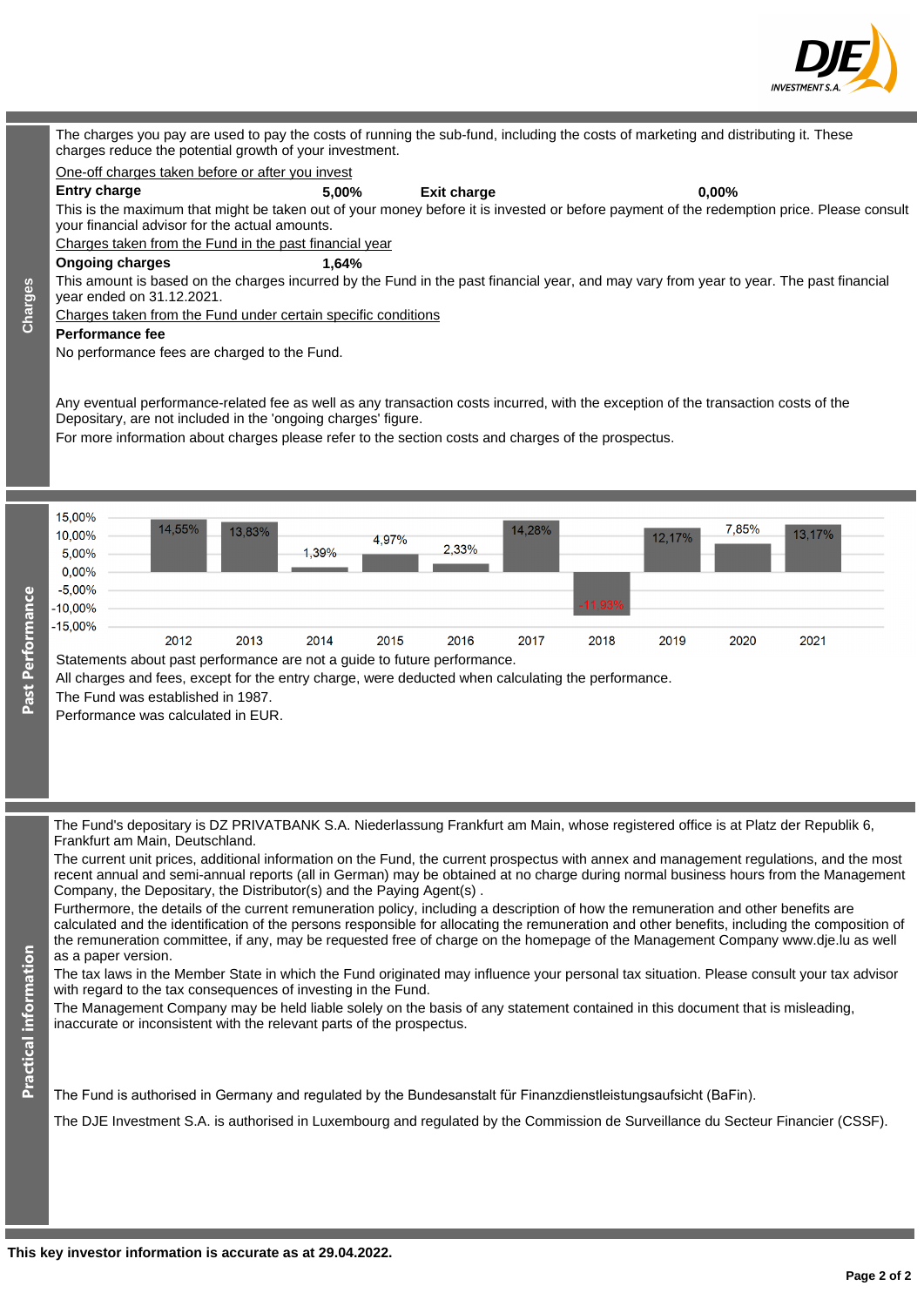## Charges

The charges you pay are used to pay the costs of running the sub-fund, including the costs of marketing and distributing it. These charges reduce the potential growth of your investment.

One-off charges taken before or after you invest

| | | | |
|---|---|---|---|
| **Entry charge** | **5,00%** | **Exit charge** | **0,00%** |

This is the maximum that might be taken out of your money before it is invested or before payment of the redemption price. Please consult your financial advisor for the actual amounts.

Charges taken from the Fund in the past financial year

| | |
|---|---|
| **Ongoing charges** | **1,64%** |

This amount is based on the charges incurred by the Fund in the past financial year, and may vary from year to year. The past financial year ended on 31.12.2021.

Charges taken from the Fund under certain specific conditions

**Performance fee**

No performance fees are charged to the Fund.

Any eventual performance-related fee as well as any transaction costs incurred, with the exception of the transaction costs of the Depositary, are not included in the 'ongoing charges' figure.

For more information about charges please refer to the section costs and charges of the prospectus.

## Past Performance

15,00%
10,00%
5,00%
0,00%
-5,00%
-10,00%
-15,00%

2012: 14,55%
2013: 13,83%
2014: 1,39%
2015: 4,97%
2016: 2,33%
2017: 14,28%
2018: -11,93%
2019: 12,17%
2020: 7,85%
2021: 13,17%

Statements about past performance are not a guide to future performance.

All charges and fees, except for the entry charge, were deducted when calculating the performance.

The Fund was established in 1987.

Performance was calculated in EUR.

## Practical information

The Fund's depositary is DZ PRIVATBANK S.A. Niederlassung Frankfurt am Main, whose registered office is at Platz der Republik 6, Frankfurt am Main, Deutschland.

The current unit prices, additional information on the Fund, the current prospectus with annex and management regulations, and the most recent annual and semi-annual reports (all in German) may be obtained at no charge during normal business hours from the Management Company, the Depositary, the Distributor(s) and the Paying Agent(s) .

Furthermore, the details of the current remuneration policy, including a description of how the remuneration and other benefits are calculated and the identification of the persons responsible for allocating the remuneration and other benefits, including the composition of the remuneration committee, if any, may be requested free of charge on the homepage of the Management Company www.dje.lu as well as a paper version.

The tax laws in the Member State in which the Fund originated may influence your personal tax situation. Please consult your tax advisor with regard to the tax consequences of investing in the Fund.

The Management Company may be held liable solely on the basis of any statement contained in this document that is misleading, inaccurate or inconsistent with the relevant parts of the prospectus.

The Fund is authorised in Germany and regulated by the Bundesanstalt für Finanzdienstleistungsaufsicht (BaFin).

The DJE Investment S.A. is authorised in Luxembourg and regulated by the Commission de Surveillance du Secteur Financier (CSSF).

**This key investor information is accurate as at 29.04.2022.**